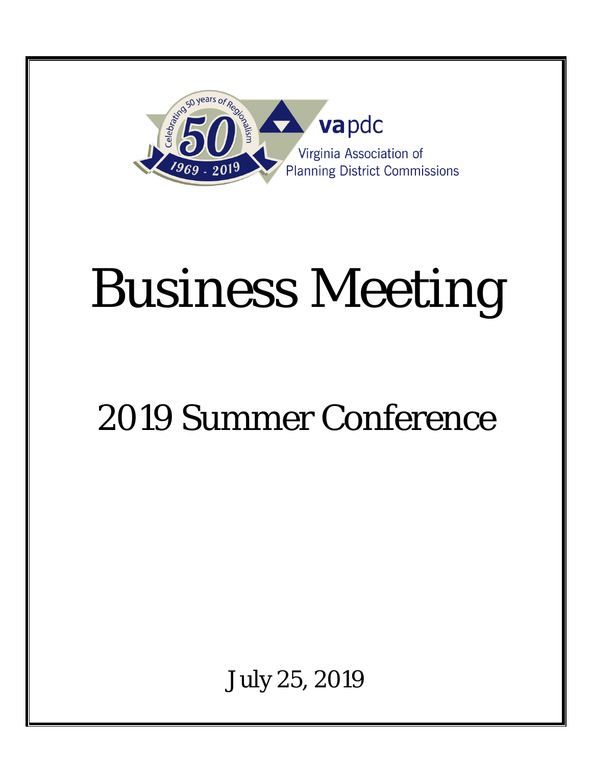Celebrating 50 years of Regionalism

50

1969 - 2019

vapdc

Virginia Association of Planning District Commissions

# Business Meeting

## 2019 Summer Conference

July 25, 2019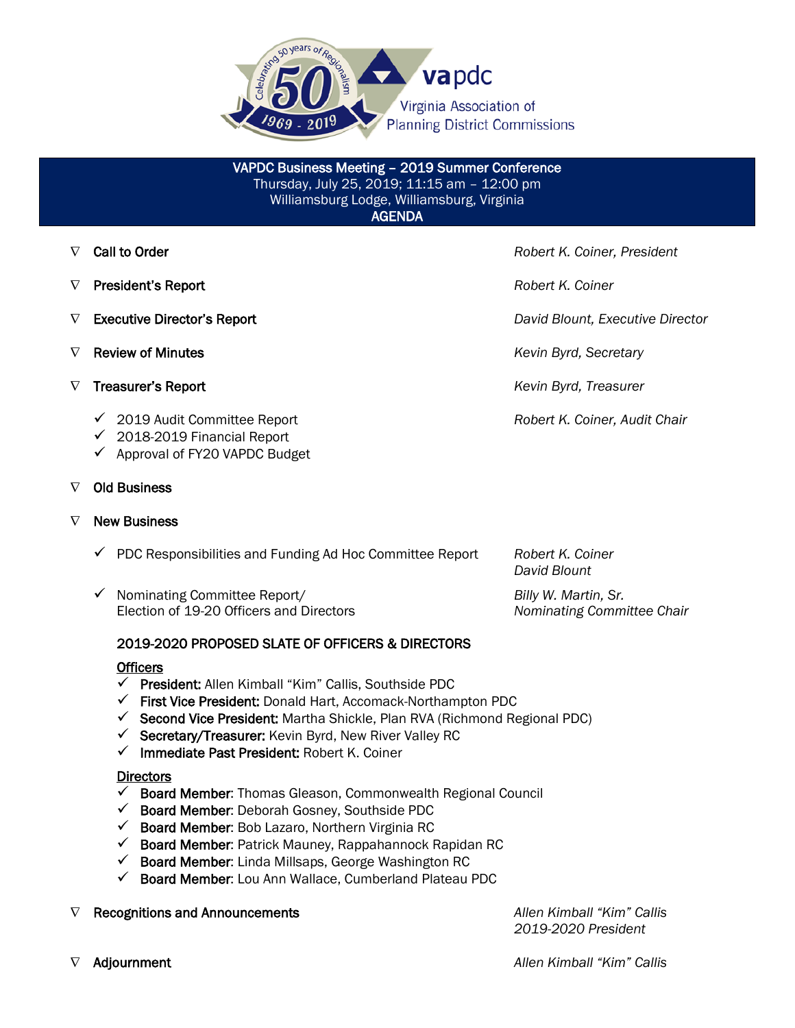**vapdc**
Virginia Association of Planning District Commissions

Celebrating 50 years of Regionalism 1969 - 2019

## VAPDC Business Meeting – 2019 Summer Conference
Thursday, July 25, 2019; 11:15 am – 12:00 pm
Williamsburg Lodge, Williamsburg, Virginia
**AGENDA**

- **Call to Order** — *Robert K. Coiner, President*
- **President's Report** — *Robert K. Coiner*
- **Executive Director's Report** — *David Blount, Executive Director*
- **Review of Minutes** — *Kevin Byrd, Secretary*
- **Treasurer's Report** — *Kevin Byrd, Treasurer*
  - ✓ 2019 Audit Committee Report — *Robert K. Coiner, Audit Chair*
  - ✓ 2018-2019 Financial Report
  - ✓ Approval of FY20 VAPDC Budget
- **Old Business**
- **New Business**
  - ✓ PDC Responsibilities and Funding Ad Hoc Committee Report — *Robert K. Coiner, David Blount*
  - ✓ Nominating Committee Report/ Election of 19-20 Officers and Directors — *Billy W. Martin, Sr., Nominating Committee Chair*

### 2019-2020 PROPOSED SLATE OF OFFICERS & DIRECTORS

**Officers**

- ✓ **President:** Allen Kimball "Kim" Callis, Southside PDC
- ✓ **First Vice President:** Donald Hart, Accomack-Northampton PDC
- ✓ **Second Vice President:** Martha Shickle, Plan RVA (Richmond Regional PDC)
- ✓ **Secretary/Treasurer:** Kevin Byrd, New River Valley RC
- ✓ **Immediate Past President:** Robert K. Coiner

**Directors**

- ✓ **Board Member**: Thomas Gleason, Commonwealth Regional Council
- ✓ **Board Member**: Deborah Gosney, Southside PDC
- ✓ **Board Member**: Bob Lazaro, Northern Virginia RC
- ✓ **Board Member**: Patrick Mauney, Rappahannock Rapidan RC
- ✓ **Board Member**: Linda Millsaps, George Washington RC
- ✓ **Board Member**: Lou Ann Wallace, Cumberland Plateau PDC

- **Recognitions and Announcements** — *Allen Kimball "Kim" Callis, 2019-2020 President*
- **Adjournment** — *Allen Kimball "Kim" Callis*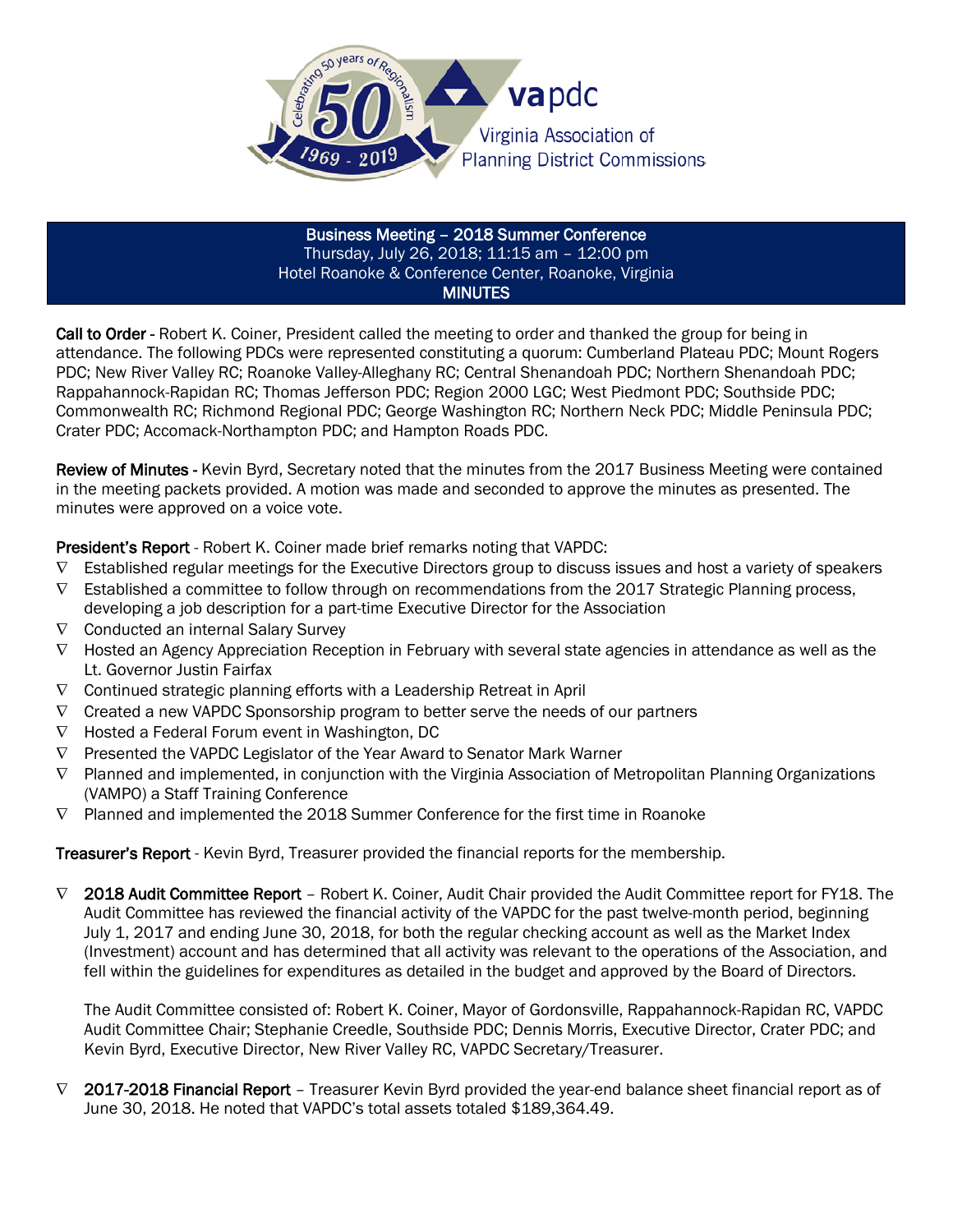Business Meeting – 2018 Summer Conference
Thursday, July 26, 2018; 11:15 am – 12:00 pm
Hotel Roanoke & Conference Center, Roanoke, Virginia
MINUTES

**Call to Order** - Robert K. Coiner, President called the meeting to order and thanked the group for being in attendance. The following PDCs were represented constituting a quorum: Cumberland Plateau PDC; Mount Rogers PDC; New River Valley RC; Roanoke Valley-Alleghany RC; Central Shenandoah PDC; Northern Shenandoah PDC; Rappahannock-Rapidan RC; Thomas Jefferson PDC; Region 2000 LGC; West Piedmont PDC; Southside PDC; Commonwealth RC; Richmond Regional PDC; George Washington RC; Northern Neck PDC; Middle Peninsula PDC; Crater PDC; Accomack-Northampton PDC; and Hampton Roads PDC.

**Review of Minutes** - Kevin Byrd, Secretary noted that the minutes from the 2017 Business Meeting were contained in the meeting packets provided. A motion was made and seconded to approve the minutes as presented. The minutes were approved on a voice vote.

**President's Report** - Robert K. Coiner made brief remarks noting that VAPDC:

- Established regular meetings for the Executive Directors group to discuss issues and host a variety of speakers
- Established a committee to follow through on recommendations from the 2017 Strategic Planning process, developing a job description for a part-time Executive Director for the Association
- Conducted an internal Salary Survey
- Hosted an Agency Appreciation Reception in February with several state agencies in attendance as well as the Lt. Governor Justin Fairfax
- Continued strategic planning efforts with a Leadership Retreat in April
- Created a new VAPDC Sponsorship program to better serve the needs of our partners
- Hosted a Federal Forum event in Washington, DC
- Presented the VAPDC Legislator of the Year Award to Senator Mark Warner
- Planned and implemented, in conjunction with the Virginia Association of Metropolitan Planning Organizations (VAMPO) a Staff Training Conference
- Planned and implemented the 2018 Summer Conference for the first time in Roanoke

**Treasurer's Report** - Kevin Byrd, Treasurer provided the financial reports for the membership.

- **2018 Audit Committee Report** – Robert K. Coiner, Audit Chair provided the Audit Committee report for FY18. The Audit Committee has reviewed the financial activity of the VAPDC for the past twelve-month period, beginning July 1, 2017 and ending June 30, 2018, for both the regular checking account as well as the Market Index (Investment) account and has determined that all activity was relevant to the operations of the Association, and fell within the guidelines for expenditures as detailed in the budget and approved by the Board of Directors.

  The Audit Committee consisted of: Robert K. Coiner, Mayor of Gordonsville, Rappahannock-Rapidan RC, VAPDC Audit Committee Chair; Stephanie Creedle, Southside PDC; Dennis Morris, Executive Director, Crater PDC; and Kevin Byrd, Executive Director, New River Valley RC, VAPDC Secretary/Treasurer.

- **2017-2018 Financial Report** – Treasurer Kevin Byrd provided the year-end balance sheet financial report as of June 30, 2018. He noted that VAPDC's total assets totaled $189,364.49.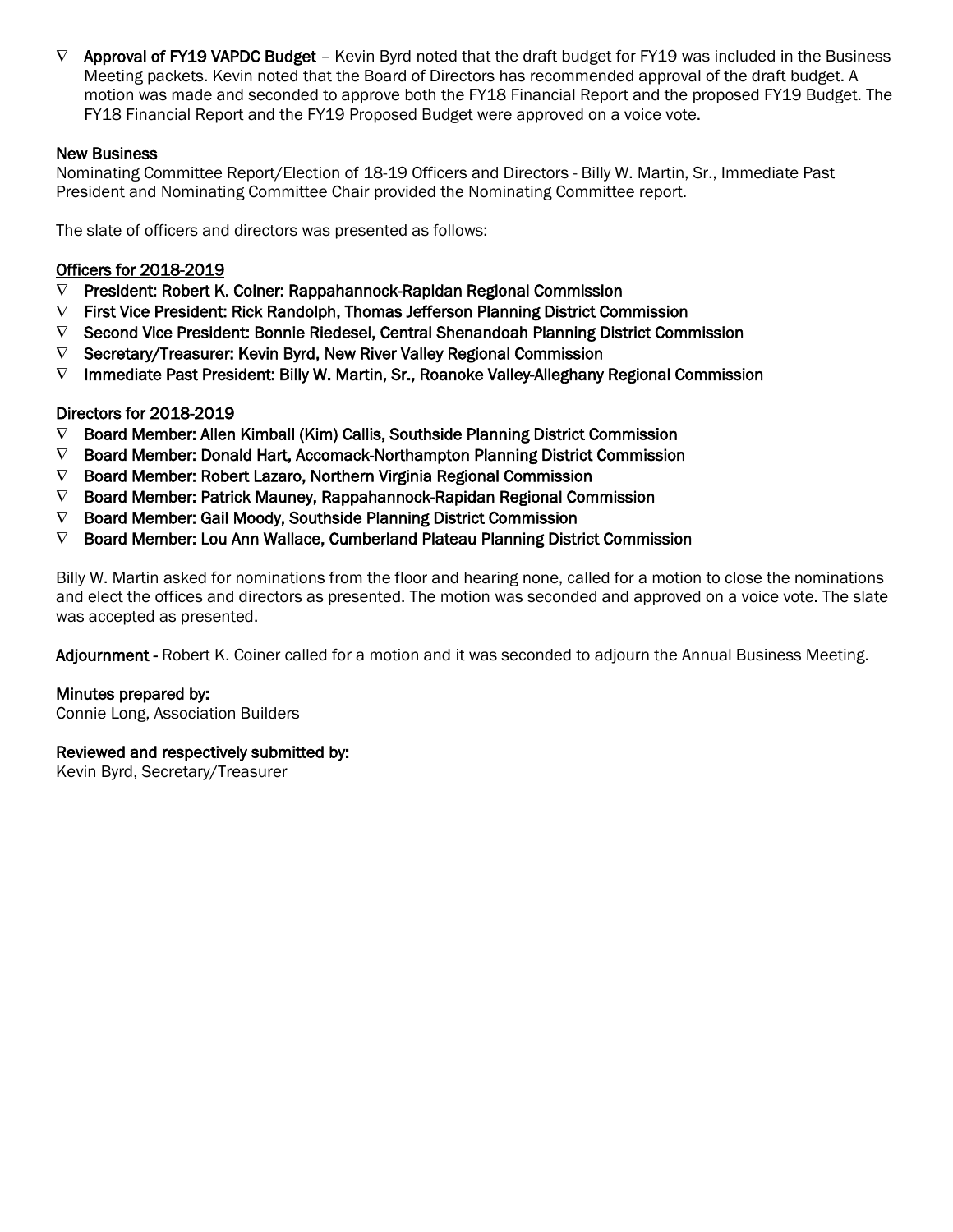- **Approval of FY19 VAPDC Budget** – Kevin Byrd noted that the draft budget for FY19 was included in the Business Meeting packets. Kevin noted that the Board of Directors has recommended approval of the draft budget. A motion was made and seconded to approve both the FY18 Financial Report and the proposed FY19 Budget. The FY18 Financial Report and the FY19 Proposed Budget were approved on a voice vote.

**New Business**

Nominating Committee Report/Election of 18-19 Officers and Directors - Billy W. Martin, Sr., Immediate Past President and Nominating Committee Chair provided the Nominating Committee report.

The slate of officers and directors was presented as follows:

Officers for 2018-2019

- **President: Robert K. Coiner: Rappahannock-Rapidan Regional Commission**
- **First Vice President: Rick Randolph, Thomas Jefferson Planning District Commission**
- **Second Vice President: Bonnie Riedesel, Central Shenandoah Planning District Commission**
- **Secretary/Treasurer: Kevin Byrd, New River Valley Regional Commission**
- **Immediate Past President: Billy W. Martin, Sr., Roanoke Valley-Alleghany Regional Commission**

Directors for 2018-2019

- **Board Member: Allen Kimball (Kim) Callis, Southside Planning District Commission**
- **Board Member: Donald Hart, Accomack-Northampton Planning District Commission**
- **Board Member: Robert Lazaro, Northern Virginia Regional Commission**
- **Board Member: Patrick Mauney, Rappahannock-Rapidan Regional Commission**
- **Board Member: Gail Moody, Southside Planning District Commission**
- **Board Member: Lou Ann Wallace, Cumberland Plateau Planning District Commission**

Billy W. Martin asked for nominations from the floor and hearing none, called for a motion to close the nominations and elect the offices and directors as presented. The motion was seconded and approved on a voice vote. The slate was accepted as presented.

**Adjournment -** Robert K. Coiner called for a motion and it was seconded to adjourn the Annual Business Meeting.

**Minutes prepared by:**
Connie Long, Association Builders

**Reviewed and respectively submitted by:**
Kevin Byrd, Secretary/Treasurer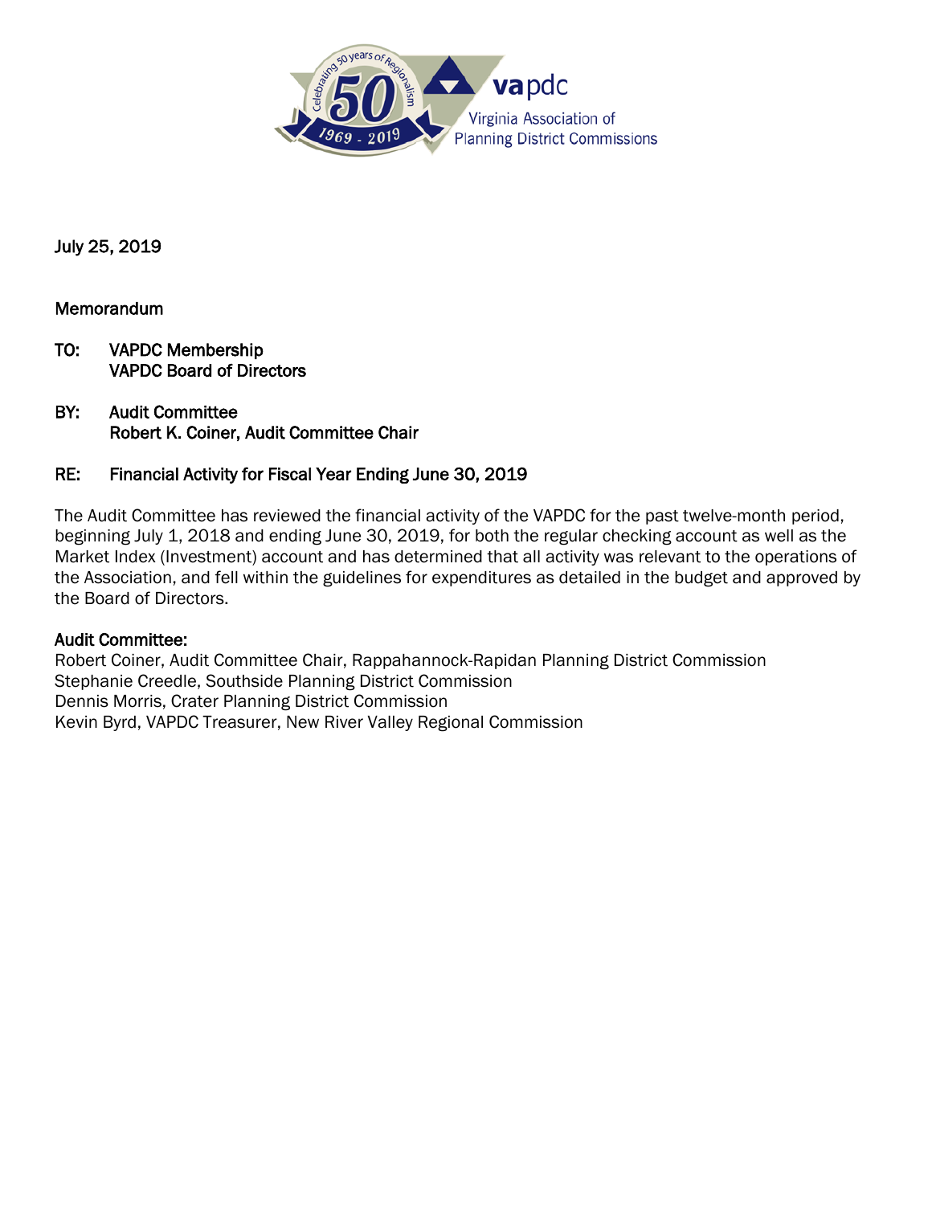July 25, 2019

Memorandum

**TO:** VAPDC Membership
VAPDC Board of Directors

**BY:** Audit Committee
Robert K. Coiner, Audit Committee Chair

**RE:** Financial Activity for Fiscal Year Ending June 30, 2019

The Audit Committee has reviewed the financial activity of the VAPDC for the past twelve-month period, beginning July 1, 2018 and ending June 30, 2019, for both the regular checking account as well as the Market Index (Investment) account and has determined that all activity was relevant to the operations of the Association, and fell within the guidelines for expenditures as detailed in the budget and approved by the Board of Directors.

**Audit Committee:**
Robert Coiner, Audit Committee Chair, Rappahannock-Rapidan Planning District Commission
Stephanie Creedle, Southside Planning District Commission
Dennis Morris, Crater Planning District Commission
Kevin Byrd, VAPDC Treasurer, New River Valley Regional Commission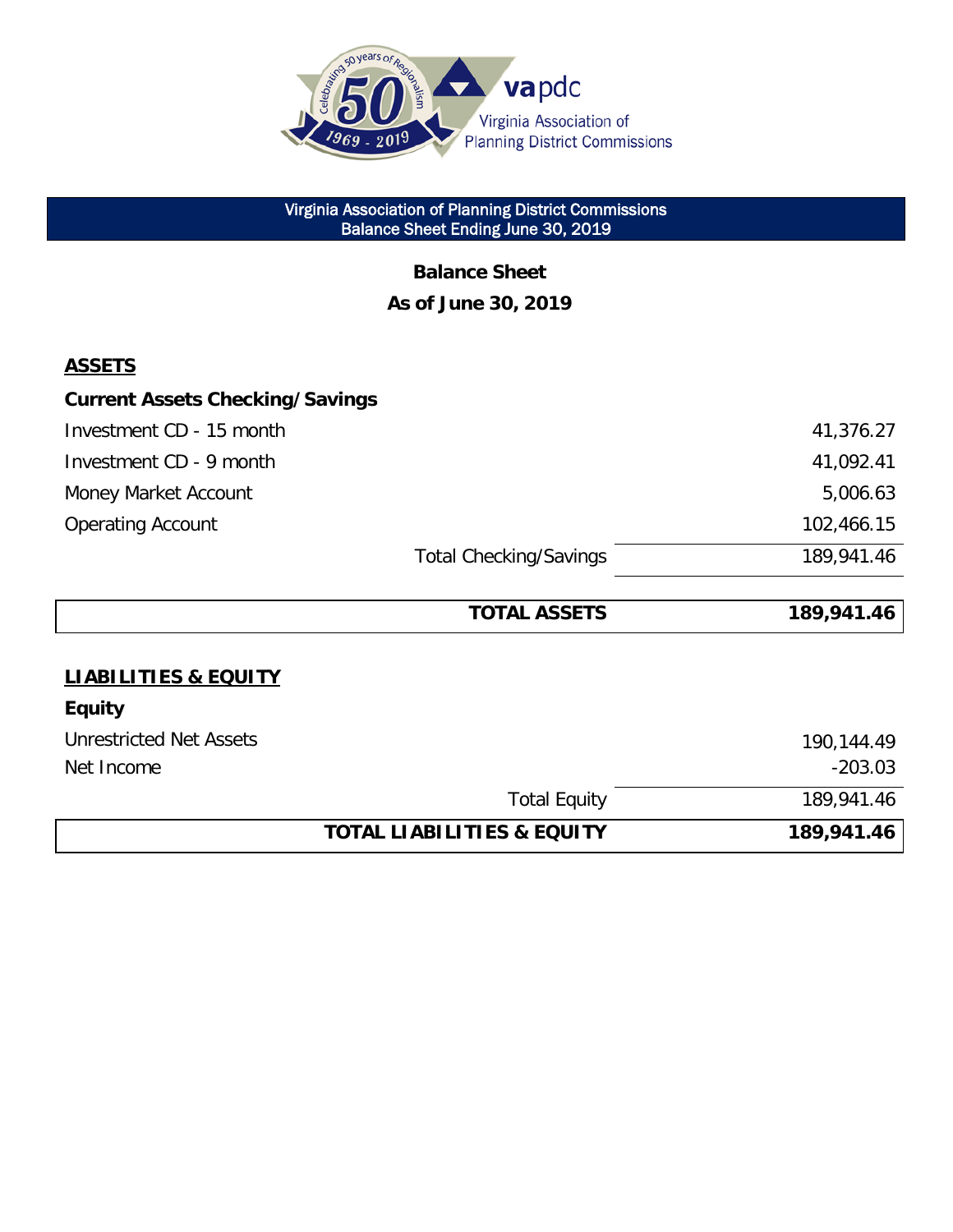Virginia Association of Planning District Commissions
Balance Sheet Ending June 30, 2019

## Balance Sheet
### As of June 30, 2019

| | | |
|---|---|---|
| **ASSETS** | | |
| **Current Assets Checking/Savings** | | |
| Investment CD - 15 month | | 41,376.27 |
| Investment CD - 9 month | | 41,092.41 |
| Money Market Account | | 5,006.63 |
| Operating Account | | 102,466.15 |
| | Total Checking/Savings | 189,941.46 |
| | **TOTAL ASSETS** | **189,941.46** |
| **LIABILITIES & EQUITY** | | |
| **Equity** | | |
| Unrestricted Net Assets | | 190,144.49 |
| Net Income | | -203.03 |
| | Total Equity | 189,941.46 |
| | **TOTAL LIABILITIES & EQUITY** | **189,941.46** |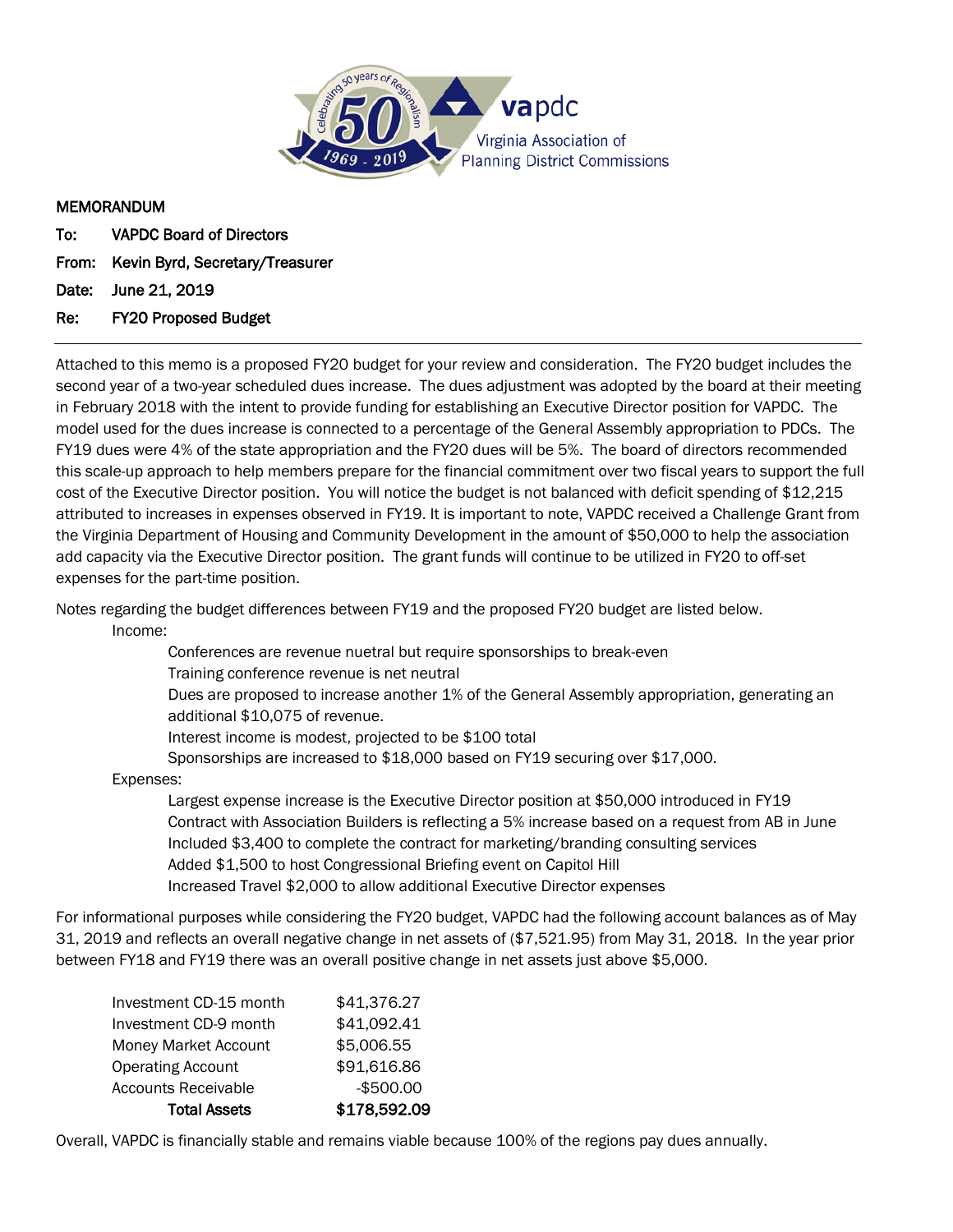# MEMORANDUM

**To:** VAPDC Board of Directors

**From:** Kevin Byrd, Secretary/Treasurer

**Date:** June 21, 2019

**Re:** FY20 Proposed Budget

---

Attached to this memo is a proposed FY20 budget for your review and consideration. The FY20 budget includes the second year of a two-year scheduled dues increase. The dues adjustment was adopted by the board at their meeting in February 2018 with the intent to provide funding for establishing an Executive Director position for VAPDC. The model used for the dues increase is connected to a percentage of the General Assembly appropriation to PDCs. The FY19 dues were 4% of the state appropriation and the FY20 dues will be 5%. The board of directors recommended this scale-up approach to help members prepare for the financial commitment over two fiscal years to support the full cost of the Executive Director position. You will notice the budget is not balanced with deficit spending of $12,215 attributed to increases in expenses observed in FY19. It is important to note, VAPDC received a Challenge Grant from the Virginia Department of Housing and Community Development in the amount of $50,000 to help the association add capacity via the Executive Director position. The grant funds will continue to be utilized in FY20 to off-set expenses for the part-time position.

Notes regarding the budget differences between FY19 and the proposed FY20 budget are listed below.

Income:

- Conferences are revenue nuetral but require sponsorships to break-even
- Training conference revenue is net neutral
- Dues are proposed to increase another 1% of the General Assembly appropriation, generating an additional $10,075 of revenue.
- Interest income is modest, projected to be $100 total
- Sponsorships are increased to $18,000 based on FY19 securing over $17,000.

Expenses:

- Largest expense increase is the Executive Director position at $50,000 introduced in FY19
- Contract with Association Builders is reflecting a 5% increase based on a request from AB in June
- Included $3,400 to complete the contract for marketing/branding consulting services
- Added $1,500 to host Congressional Briefing event on Capitol Hill
- Increased Travel $2,000 to allow additional Executive Director expenses

For informational purposes while considering the FY20 budget, VAPDC had the following account balances as of May 31, 2019 and reflects an overall negative change in net assets of ($7,521.95) from May 31, 2018. In the year prior between FY18 and FY19 there was an overall positive change in net assets just above $5,000.

| | |
|---|---|
| Investment CD-15 month | $41,376.27 |
| Investment CD-9 month | $41,092.41 |
| Money Market Account | $5,006.55 |
| Operating Account | $91,616.86 |
| Accounts Receivable | -$500.00 |
| **Total Assets** | **$178,592.09** |

Overall, VAPDC is financially stable and remains viable because 100% of the regions pay dues annually.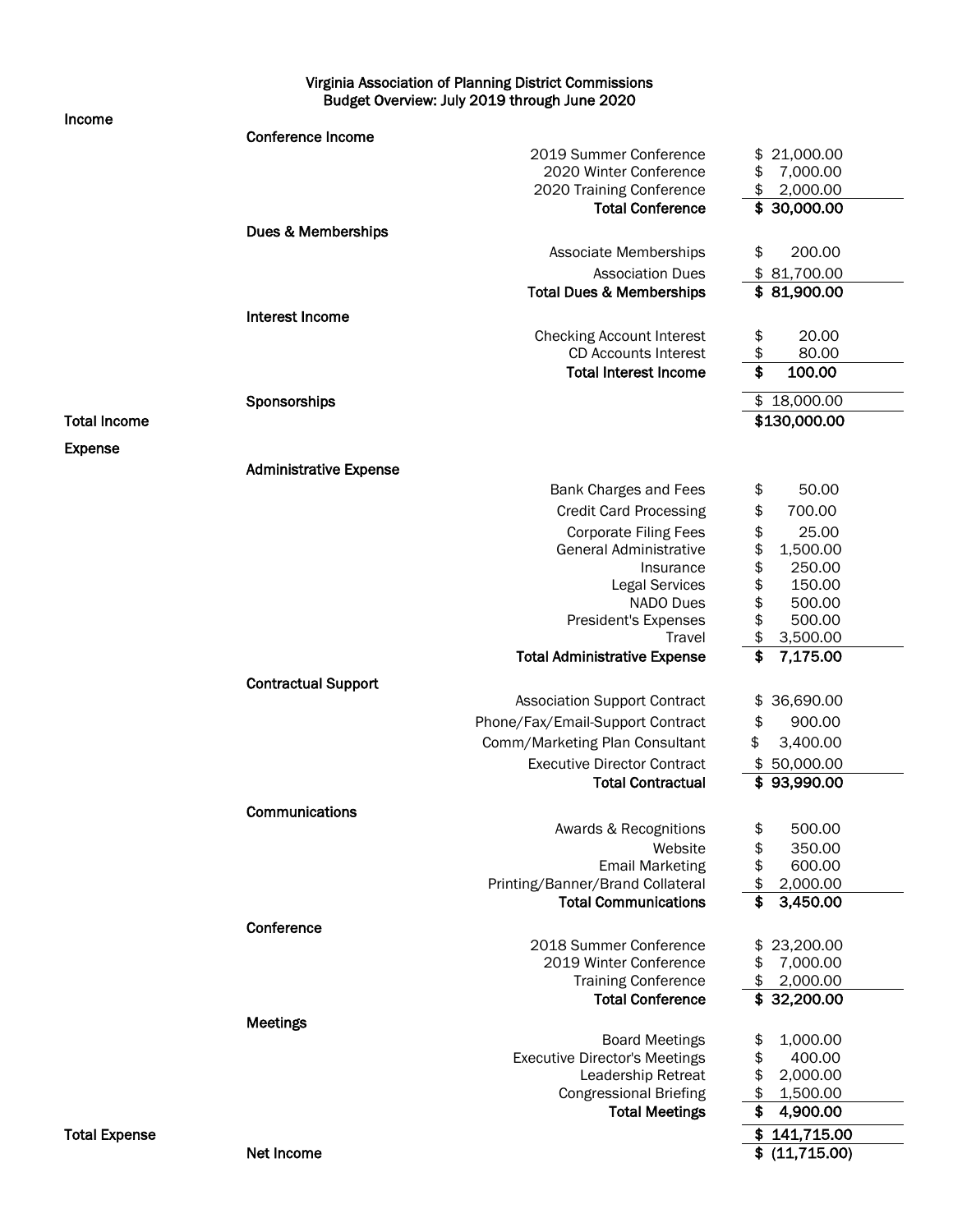# Virginia Association of Planning District Commissions
## Budget Overview: July 2019 through June 2020

| | | | |
|---|---|---|---|
| **Income** | | | |
| | **Conference Income** | | |
| | | 2019 Summer Conference | $ 21,000.00 |
| | | 2020 Winter Conference | $ 7,000.00 |
| | | 2020 Training Conference | $ 2,000.00 |
| | | **Total Conference** | **$ 30,000.00** |
| | **Dues & Memberships** | | |
| | | Associate Memberships | $ 200.00 |
| | | Association Dues | $ 81,700.00 |
| | | **Total Dues & Memberships** | **$ 81,900.00** |
| | **Interest Income** | | |
| | | Checking Account Interest | $ 20.00 |
| | | CD Accounts Interest | $ 80.00 |
| | | **Total Interest Income** | **$ 100.00** |
| | **Sponsorships** | | $ 18,000.00 |
| **Total Income** | | | **$130,000.00** |
| **Expense** | | | |
| | **Administrative Expense** | | |
| | | Bank Charges and Fees | $ 50.00 |
| | | Credit Card Processing | $ 700.00 |
| | | Corporate Filing Fees | $ 25.00 |
| | | General Administrative | $ 1,500.00 |
| | | Insurance | $ 250.00 |
| | | Legal Services | $ 150.00 |
| | | NADO Dues | $ 500.00 |
| | | President's Expenses | $ 500.00 |
| | | Travel | $ 3,500.00 |
| | | **Total Administrative Expense** | **$ 7,175.00** |
| | **Contractual Support** | | |
| | | Association Support Contract | $ 36,690.00 |
| | | Phone/Fax/Email-Support Contract | $ 900.00 |
| | | Comm/Marketing Plan Consultant | $ 3,400.00 |
| | | Executive Director Contract | $ 50,000.00 |
| | | **Total Contractual** | **$ 93,990.00** |
| | **Communications** | | |
| | | Awards & Recognitions | $ 500.00 |
| | | Website | $ 350.00 |
| | | Email Marketing | $ 600.00 |
| | | Printing/Banner/Brand Collateral | $ 2,000.00 |
| | | **Total Communications** | **$ 3,450.00** |
| | **Conference** | | |
| | | 2018 Summer Conference | $ 23,200.00 |
| | | 2019 Winter Conference | $ 7,000.00 |
| | | Training Conference | $ 2,000.00 |
| | | **Total Conference** | **$ 32,200.00** |
| | **Meetings** | | |
| | | Board Meetings | $ 1,000.00 |
| | | Executive Director's Meetings | $ 400.00 |
| | | Leadership Retreat | $ 2,000.00 |
| | | Congressional Briefing | $ 1,500.00 |
| | | **Total Meetings** | **$ 4,900.00** |
| **Total Expense** | | | **$ 141,715.00** |
| | **Net Income** | | **$ (11,715.00)** |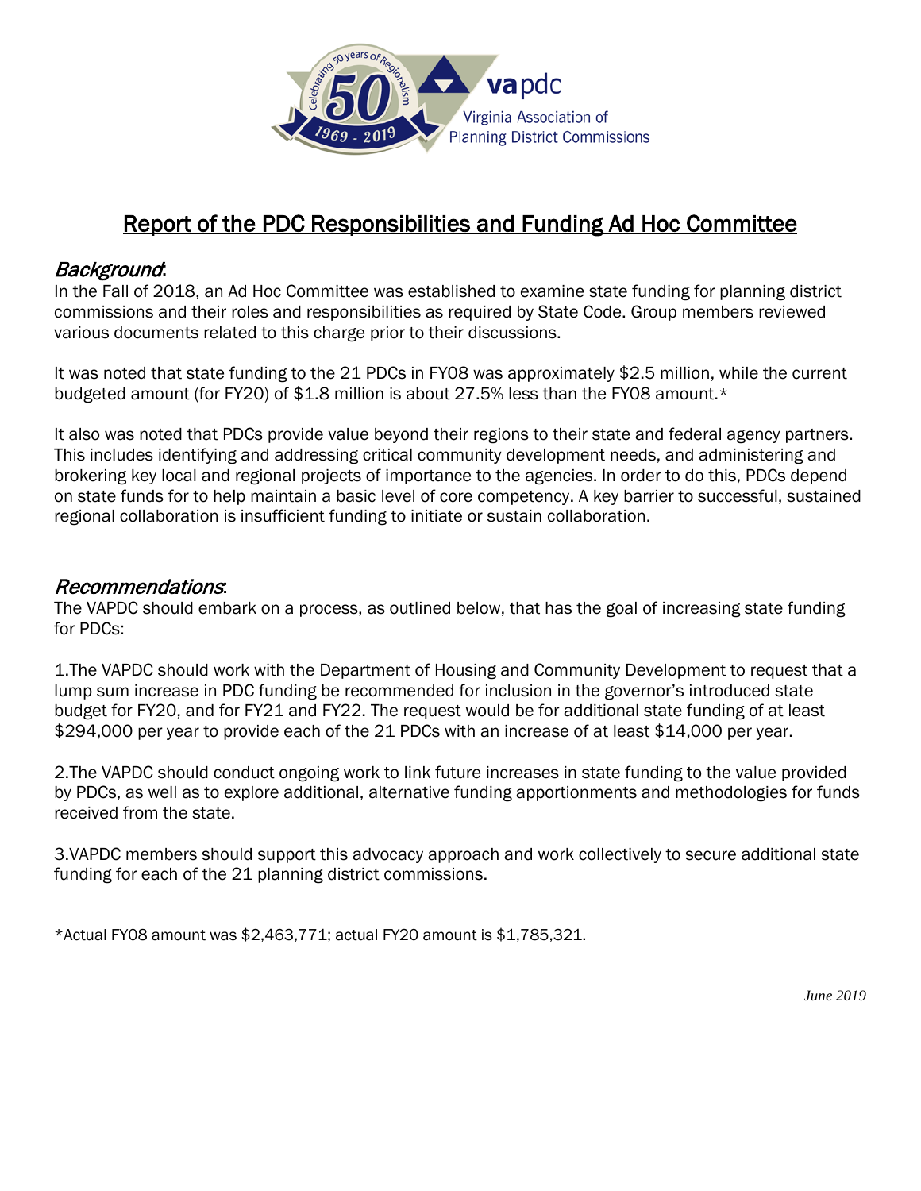# Report of the PDC Responsibilities and Funding Ad Hoc Committee

## *Background*:

In the Fall of 2018, an Ad Hoc Committee was established to examine state funding for planning district commissions and their roles and responsibilities as required by State Code. Group members reviewed various documents related to this charge prior to their discussions.

It was noted that state funding to the 21 PDCs in FY08 was approximately $2.5 million, while the current budgeted amount (for FY20) of $1.8 million is about 27.5% less than the FY08 amount.*

It also was noted that PDCs provide value beyond their regions to their state and federal agency partners. This includes identifying and addressing critical community development needs, and administering and brokering key local and regional projects of importance to the agencies. In order to do this, PDCs depend on state funds for to help maintain a basic level of core competency. A key barrier to successful, sustained regional collaboration is insufficient funding to initiate or sustain collaboration.

## *Recommendations*:

The VAPDC should embark on a process, as outlined below, that has the goal of increasing state funding for PDCs:

1.The VAPDC should work with the Department of Housing and Community Development to request that a lump sum increase in PDC funding be recommended for inclusion in the governor's introduced state budget for FY20, and for FY21 and FY22. The request would be for additional state funding of at least $294,000 per year to provide each of the 21 PDCs with an increase of at least $14,000 per year.

2.The VAPDC should conduct ongoing work to link future increases in state funding to the value provided by PDCs, as well as to explore additional, alternative funding apportionments and methodologies for funds received from the state.

3.VAPDC members should support this advocacy approach and work collectively to secure additional state funding for each of the 21 planning district commissions.

*Actual FY08 amount was $2,463,771; actual FY20 amount is $1,785,321.

*June 2019*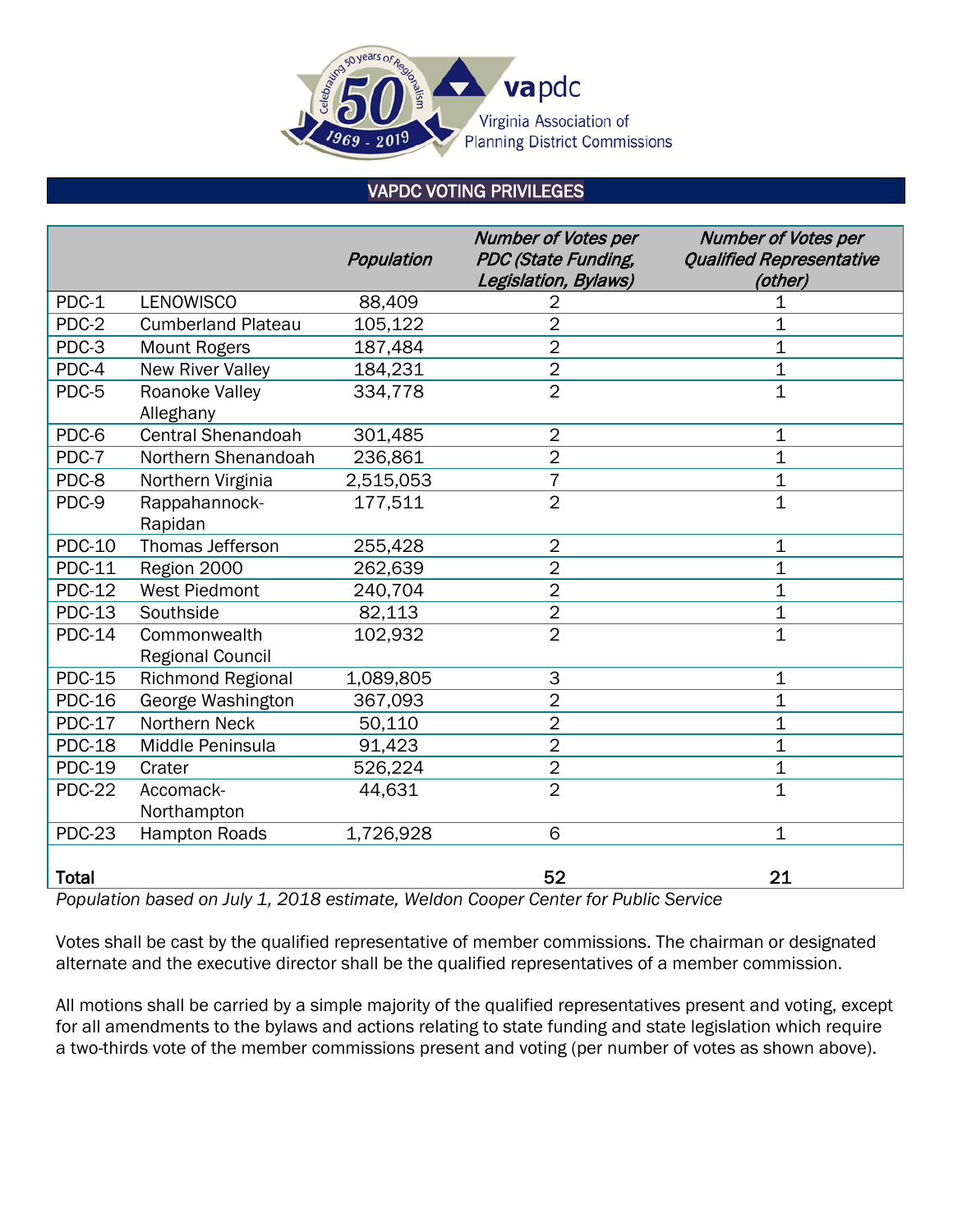## VAPDC VOTING PRIVILEGES

| | | *Population* | *Number of Votes per PDC (State Funding, Legislation, Bylaws)* | *Number of Votes per Qualified Representative (other)* |
|---|---|---|---|---|
| PDC-1 | LENOWISCO | 88,409 | 2 | 1 |
| PDC-2 | Cumberland Plateau | 105,122 | 2 | 1 |
| PDC-3 | Mount Rogers | 187,484 | 2 | 1 |
| PDC-4 | New River Valley | 184,231 | 2 | 1 |
| PDC-5 | Roanoke Valley Alleghany | 334,778 | 2 | 1 |
| PDC-6 | Central Shenandoah | 301,485 | 2 | 1 |
| PDC-7 | Northern Shenandoah | 236,861 | 2 | 1 |
| PDC-8 | Northern Virginia | 2,515,053 | 7 | 1 |
| PDC-9 | Rappahannock-Rapidan | 177,511 | 2 | 1 |
| PDC-10 | Thomas Jefferson | 255,428 | 2 | 1 |
| PDC-11 | Region 2000 | 262,639 | 2 | 1 |
| PDC-12 | West Piedmont | 240,704 | 2 | 1 |
| PDC-13 | Southside | 82,113 | 2 | 1 |
| PDC-14 | Commonwealth Regional Council | 102,932 | 2 | 1 |
| PDC-15 | Richmond Regional | 1,089,805 | 3 | 1 |
| PDC-16 | George Washington | 367,093 | 2 | 1 |
| PDC-17 | Northern Neck | 50,110 | 2 | 1 |
| PDC-18 | Middle Peninsula | 91,423 | 2 | 1 |
| PDC-19 | Crater | 526,224 | 2 | 1 |
| PDC-22 | Accomack-Northampton | 44,631 | 2 | 1 |
| PDC-23 | Hampton Roads | 1,726,928 | 6 | 1 |
| **Total** | | | **52** | **21** |

*Population based on July 1, 2018 estimate, Weldon Cooper Center for Public Service*

Votes shall be cast by the qualified representative of member commissions. The chairman or designated alternate and the executive director shall be the qualified representatives of a member commission.

All motions shall be carried by a simple majority of the qualified representatives present and voting, except for all amendments to the bylaws and actions relating to state funding and state legislation which require a two-thirds vote of the member commissions present and voting (per number of votes as shown above).